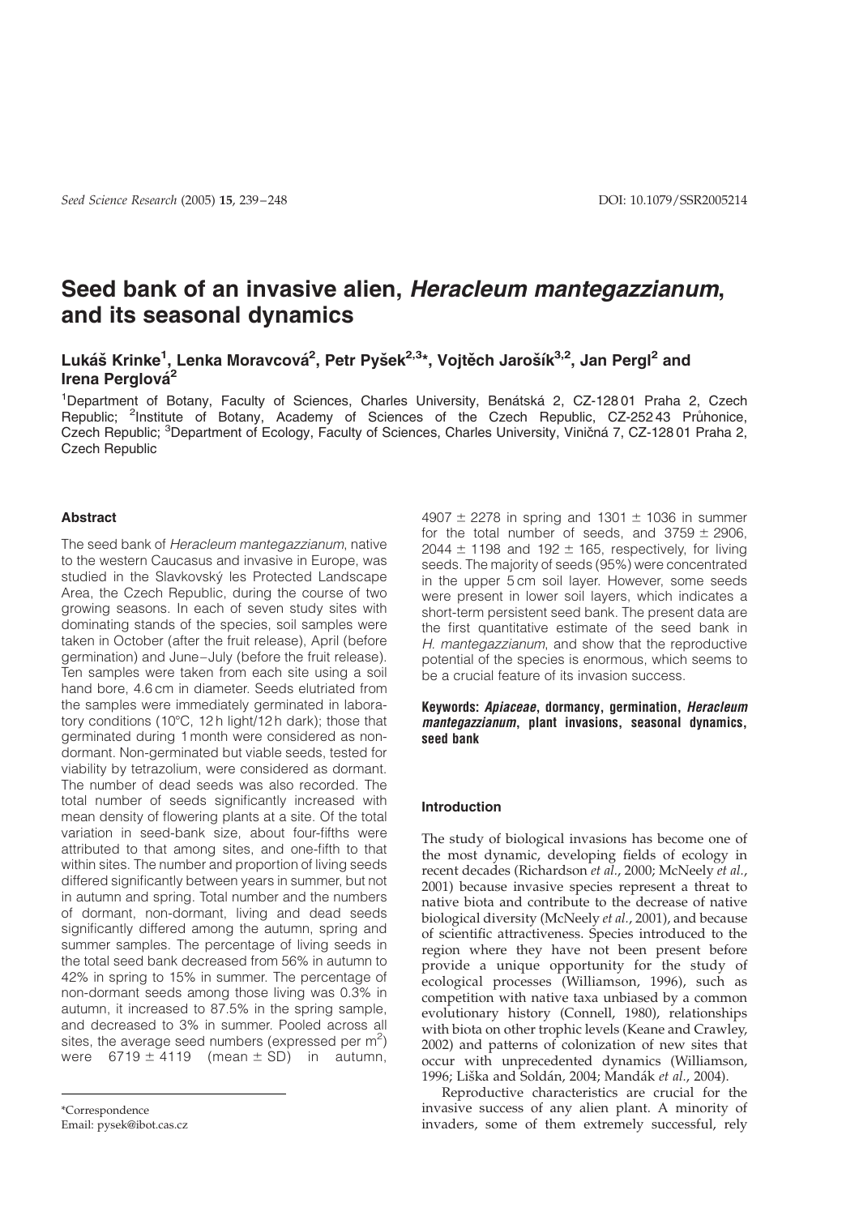# Seed bank of an invasive alien, *Heracleum mantegazzianum*, and its seasonal dynamics

**Lukáš Krinke[1], Lenka Moravcová[2], Petr Pyšek[2,3]\*, Vojtěch Jarošík[3,2], Jan Pergl[2] and Irena Perglová[2]**

[1]Department of Botany, Faculty of Sciences, Charles University, Benátská 2, CZ-128 01 Praha 2, Czech Republic; [2]Institute of Botany, Academy of Sciences of the Czech Republic, CZ-252 43 Průhonice, Czech Republic; [3]Department of Ecology, Faculty of Sciences, Charles University, Viničná 7, CZ-128 01 Praha 2, Czech Republic

## Abstract

The seed bank of *Heracleum mantegazzianum*, native to the western Caucasus and invasive in Europe, was studied in the Slavkovský les Protected Landscape Area, the Czech Republic, during the course of two growing seasons. In each of seven study sites with dominating stands of the species, soil samples were taken in October (after the fruit release), April (before germination) and June–July (before the fruit release). Ten samples were taken from each site using a soil hand bore, 4.6 cm in diameter. Seeds elutriated from the samples were immediately germinated in laboratory conditions (10°C, 12 h light/12 h dark); those that germinated during 1 month were considered as non-dormant. Non-germinated but viable seeds, tested for viability by tetrazolium, were considered as dormant. The number of dead seeds was also recorded. The total number of seeds significantly increased with mean density of flowering plants at a site. Of the total variation in seed-bank size, about four-fifths were attributed to that among sites, and one-fifth to that within sites. The number and proportion of living seeds differed significantly between years in summer, but not in autumn and spring. Total number and the numbers of dormant, non-dormant, living and dead seeds significantly differed among the autumn, spring and summer samples. The percentage of living seeds in the total seed bank decreased from 56% in autumn to 42% in spring to 15% in summer. The percentage of non-dormant seeds among those living was 0.3% in autumn, it increased to 87.5% in the spring sample, and decreased to 3% in summer. Pooled across all sites, the average seed numbers (expressed per $m^2$) were $6719 \pm 4119$ (mean ± SD) in autumn, $4907 \pm 2278$ in spring and $1301 \pm 1036$ in summer for the total number of seeds, and $3759 \pm 2906$, $2044 \pm 1198$ and $192 \pm 165$, respectively, for living seeds. The majority of seeds (95%) were concentrated in the upper 5 cm soil layer. However, some seeds were present in lower soil layers, which indicates a short-term persistent seed bank. The present data are the first quantitative estimate of the seed bank in *H. mantegazzianum*, and show that the reproductive potential of the species is enormous, which seems to be a crucial feature of its invasion success.

**Keywords:** ***Apiaceae*, dormancy, germination, *Heracleum mantegazzianum*, plant invasions, seasonal dynamics, seed bank**

\*Correspondence
Email: pysek@ibot.cas.cz

## Introduction

The study of biological invasions has become one of the most dynamic, developing fields of ecology in recent decades (Richardson *et al.*, 2000; McNeely *et al.*, 2001) because invasive species represent a threat to native biota and contribute to the decrease of native biological diversity (McNeely *et al.*, 2001), and because of scientific attractiveness. Species introduced to the region where they have not been present before provide a unique opportunity for the study of ecological processes (Williamson, 1996), such as competition with native taxa unbiased by a common evolutionary history (Connell, 1980), relationships with biota on other trophic levels (Keane and Crawley, 2002) and patterns of colonization of new sites that occur with unprecedented dynamics (Williamson, 1996; Liška and Soldán, 2004; Mandák *et al.*, 2004).

Reproductive characteristics are crucial for the invasive success of any alien plant. A minority of invaders, some of them extremely successful, rely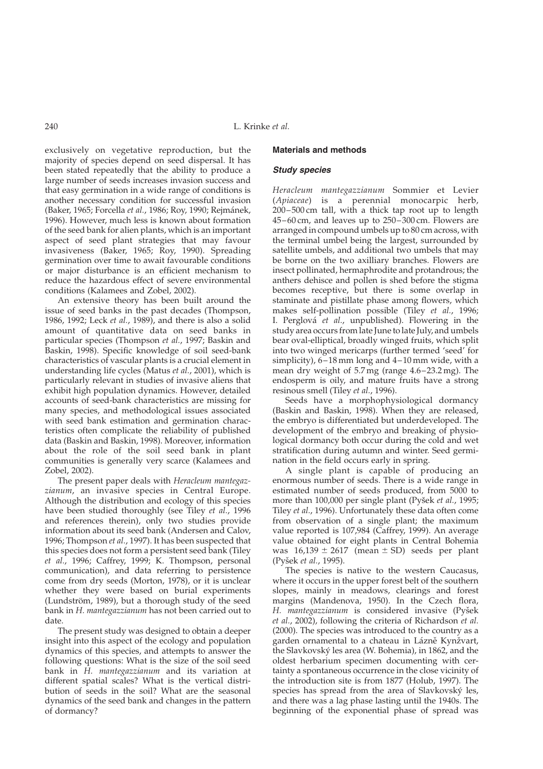exclusively on vegetative reproduction, but the majority of species depend on seed dispersal. It has been stated repeatedly that the ability to produce a large number of seeds increases invasion success and that easy germination in a wide range of conditions is another necessary condition for successful invasion (Baker, 1965; Forcella *et al.*, 1986; Roy, 1990; Rejmánek, 1996). However, much less is known about formation of the seed bank for alien plants, which is an important aspect of seed plant strategies that may favour invasiveness (Baker, 1965; Roy, 1990). Spreading germination over time to await favourable conditions or major disturbance is an efficient mechanism to reduce the hazardous effect of severe environmental conditions (Kalamees and Zobel, 2002).

An extensive theory has been built around the issue of seed banks in the past decades (Thompson, 1986, 1992; Leck *et al.*, 1989), and there is also a solid amount of quantitative data on seed banks in particular species (Thompson *et al.*, 1997; Baskin and Baskin, 1998). Specific knowledge of soil seed-bank characteristics of vascular plants is a crucial element in understanding life cycles (Matus *et al.*, 2001), which is particularly relevant in studies of invasive aliens that exhibit high population dynamics. However, detailed accounts of seed-bank characteristics are missing for many species, and methodological issues associated with seed bank estimation and germination characteristics often complicate the reliability of published data (Baskin and Baskin, 1998). Moreover, information about the role of the soil seed bank in plant communities is generally very scarce (Kalamees and Zobel, 2002).

The present paper deals with *Heracleum mantegazzianum*, an invasive species in Central Europe. Although the distribution and ecology of this species have been studied thoroughly (see Tiley *et al.*, 1996 and references therein), only two studies provide information about its seed bank (Andersen and Calov, 1996; Thompson *et al.*, 1997). It has been suspected that this species does not form a persistent seed bank (Tiley *et al.*, 1996; Caffrey, 1999; K. Thompson, personal communication), and data referring to persistence come from dry seeds (Morton, 1978), or it is unclear whether they were based on burial experiments (Lundström, 1989), but a thorough study of the seed bank in *H. mantegazzianum* has not been carried out to date.

The present study was designed to obtain a deeper insight into this aspect of the ecology and population dynamics of this species, and attempts to answer the following questions: What is the size of the soil seed bank in *H. mantegazzianum* and its variation at different spatial scales? What is the vertical distribution of seeds in the soil? What are the seasonal dynamics of the seed bank and changes in the pattern of dormancy?

## Materials and methods

### Study species

*Heracleum mantegazzianum* Sommier et Levier (*Apiaceae*) is a perennial monocarpic herb, 200–500 cm tall, with a thick tap root up to length 45–60 cm, and leaves up to 250–300 cm. Flowers are arranged in compound umbels up to 80 cm across, with the terminal umbel being the largest, surrounded by satellite umbels, and additional two umbels that may be borne on the two axilliary branches. Flowers are insect pollinated, hermaphrodite and protandrous; the anthers dehisce and pollen is shed before the stigma becomes receptive, but there is some overlap in staminate and pistillate phase among flowers, which makes self-pollination possible (Tiley *et al.*, 1996; I. Perglová *et al.*, unpublished). Flowering in the study area occurs from late June to late July, and umbels bear oval-elliptical, broadly winged fruits, which split into two winged mericarps (further termed 'seed' for simplicity), 6–18 mm long and 4–10 mm wide, with a mean dry weight of 5.7 mg (range 4.6–23.2 mg). The endosperm is oily, and mature fruits have a strong resinous smell (Tiley *et al.*, 1996).

Seeds have a morphophysiological dormancy (Baskin and Baskin, 1998). When they are released, the embryo is differentiated but underdeveloped. The development of the embryo and breaking of physiological dormancy both occur during the cold and wet stratification during autumn and winter. Seed germination in the field occurs early in spring.

A single plant is capable of producing an enormous number of seeds. There is a wide range in estimated number of seeds produced, from 5000 to more than 100,000 per single plant (Pyšek *et al.*, 1995; Tiley *et al.*, 1996). Unfortunately these data often come from observation of a single plant; the maximum value reported is 107,984 (Caffrey, 1999). An average value obtained for eight plants in Central Bohemia was 16,139 ± 2617 (mean ± SD) seeds per plant (Pyšek *et al.*, 1995).

The species is native to the western Caucasus, where it occurs in the upper forest belt of the southern slopes, mainly in meadows, clearings and forest margins (Mandenova, 1950). In the Czech flora, *H. mantegazzianum* is considered invasive (Pyšek *et al.*, 2002), following the criteria of Richardson *et al.* (2000). The species was introduced to the country as a garden ornamental to a chateau in Lázně Kynžvart, the Slavkovský les area (W. Bohemia), in 1862, and the oldest herbarium specimen documenting with certainty a spontaneous occurrence in the close vicinity of the introduction site is from 1877 (Holub, 1997). The species has spread from the area of Slavkovský les, and there was a lag phase lasting until the 1940s. The beginning of the exponential phase of spread was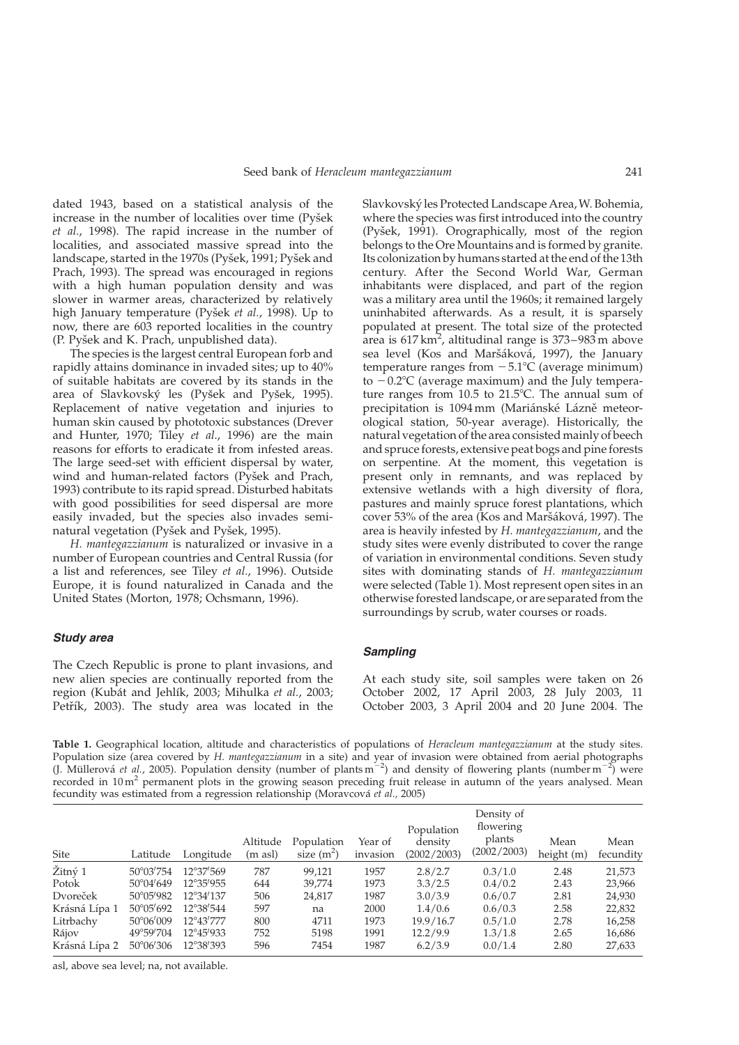dated 1943, based on a statistical analysis of the increase in the number of localities over time (Pyšek *et al.*, 1998). The rapid increase in the number of localities, and associated massive spread into the landscape, started in the 1970s (Pyšek, 1991; Pyšek and Prach, 1993). The spread was encouraged in regions with a high human population density and was slower in warmer areas, characterized by relatively high January temperature (Pyšek *et al.*, 1998). Up to now, there are 603 reported localities in the country (P. Pyšek and K. Prach, unpublished data).

The species is the largest central European forb and rapidly attains dominance in invaded sites; up to 40% of suitable habitats are covered by its stands in the area of Slavkovský les (Pyšek and Pyšek, 1995). Replacement of native vegetation and injuries to human skin caused by phototoxic substances (Drever and Hunter, 1970; Tiley *et al.*, 1996) are the main reasons for efforts to eradicate it from infested areas. The large seed-set with efficient dispersal by water, wind and human-related factors (Pyšek and Prach, 1993) contribute to its rapid spread. Disturbed habitats with good possibilities for seed dispersal are more easily invaded, but the species also invades semi-natural vegetation (Pyšek, 1995).

*H. mantegazzianum* is naturalized or invasive in a number of European countries and Central Russia (for a list and references, see Tiley *et al.*, 1996). Outside Europe, it is found naturalized in Canada and the United States (Morton, 1978; Ochsmann, 1996).

### Study area

The Czech Republic is prone to plant invasions, and new alien species are continually reported from the region (Kubát and Jehlík, 2003; Mihulka *et al.*, 2003; Petřík, 2003). The study area was located in the Slavkovský les Protected Landscape Area, W. Bohemia, where the species was first introduced into the country (Pyšek, 1991). Orographically, most of the region belongs to the Ore Mountains and is formed by granite. Its colonization by humans started at the end of the 13th century. After the Second World War, German inhabitants were displaced, and part of the region was a military area until the 1960s; it remained largely uninhabited afterwards. As a result, it is sparsely populated at present. The total size of the protected area is 617 km$^2$, altitudinal range is 373–983 m above sea level (Kos and Maršáková, 1997), the January temperature ranges from −5.1°C (average minimum) to −0.2°C (average maximum) and the July temperature ranges from 10.5 to 21.5°C. The annual sum of precipitation is 1094 mm (Mariánské Lázně meteorological station, 50-year average). Historically, the natural vegetation of the area consisted mainly of beech and spruce forests, extensive peat bogs and pine forests on serpentine. At the moment, this vegetation is present only in remnants, and was replaced by extensive wetlands with a high diversity of flora, pastures and mainly spruce forest plantations, which cover 53% of the area (Kos and Maršáková, 1997). The area is heavily infested by *H. mantegazzianum*, and the study sites were evenly distributed to cover the range of variation in environmental conditions. Seven study sites with dominating stands of *H. mantegazzianum* were selected (Table 1). Most represent open sites in an otherwise forested landscape, or are separated from the surroundings by scrub, water courses or roads.

### Sampling

At each study site, soil samples were taken on 26 October 2002, 17 April 2003, 28 July 2003, 11 October 2003, 3 April 2004 and 20 June 2004. The

**Table 1.** Geographical location, altitude and characteristics of populations of *Heracleum mantegazzianum* at the study sites. Population size (area covered by *H. mantegazzianum* in a site) and year of invasion were obtained from aerial photographs (J. Müllerová *et al.*, 2005). Population density (number of plants m$^{-2}$) and density of flowering plants (number m$^{-2}$) were recorded in 10 m$^2$ permanent plots in the growing season preceding fruit release in autumn of the years analysed. Mean fecundity was estimated from a regression relationship (Moravcová *et al.*, 2005)

| Site | Latitude | Longitude | Altitude (m asl) | Population size (m$^2$) | Year of invasion | Population density (2002/2003) | Density of flowering plants (2002/2003) | Mean height (m) | Mean fecundity |
|---|---|---|---|---|---|---|---|---|---|
| Žitný 1 | 50°03′754 | 12°37′569 | 787 | 99,121 | 1957 | 2.8/2.7 | 0.3/1.0 | 2.48 | 21,573 |
| Potok | 50°04′649 | 12°35′955 | 644 | 39,774 | 1973 | 3.3/2.5 | 0.4/0.2 | 2.43 | 23,966 |
| Dvoreček | 50°05′982 | 12°34′137 | 506 | 24,817 | 1987 | 3.0/3.9 | 0.6/0.7 | 2.81 | 24,930 |
| Krásná Lípa 1 | 50°05′692 | 12°38′544 | 597 | na | 2000 | 1.4/0.6 | 0.6/0.3 | 2.58 | 22,832 |
| Litrbachy | 50°06′009 | 12°43′777 | 800 | 4711 | 1973 | 19.9/16.7 | 0.5/1.0 | 2.78 | 16,258 |
| Rájov | 49°59′704 | 12°45′933 | 752 | 5198 | 1991 | 12.2/9.9 | 1.3/1.8 | 2.65 | 16,686 |
| Krásná Lípa 2 | 50°06′306 | 12°38′393 | 596 | 7454 | 1987 | 6.2/3.9 | 0.0/1.4 | 2.80 | 27,633 |

asl, above sea level; na, not available.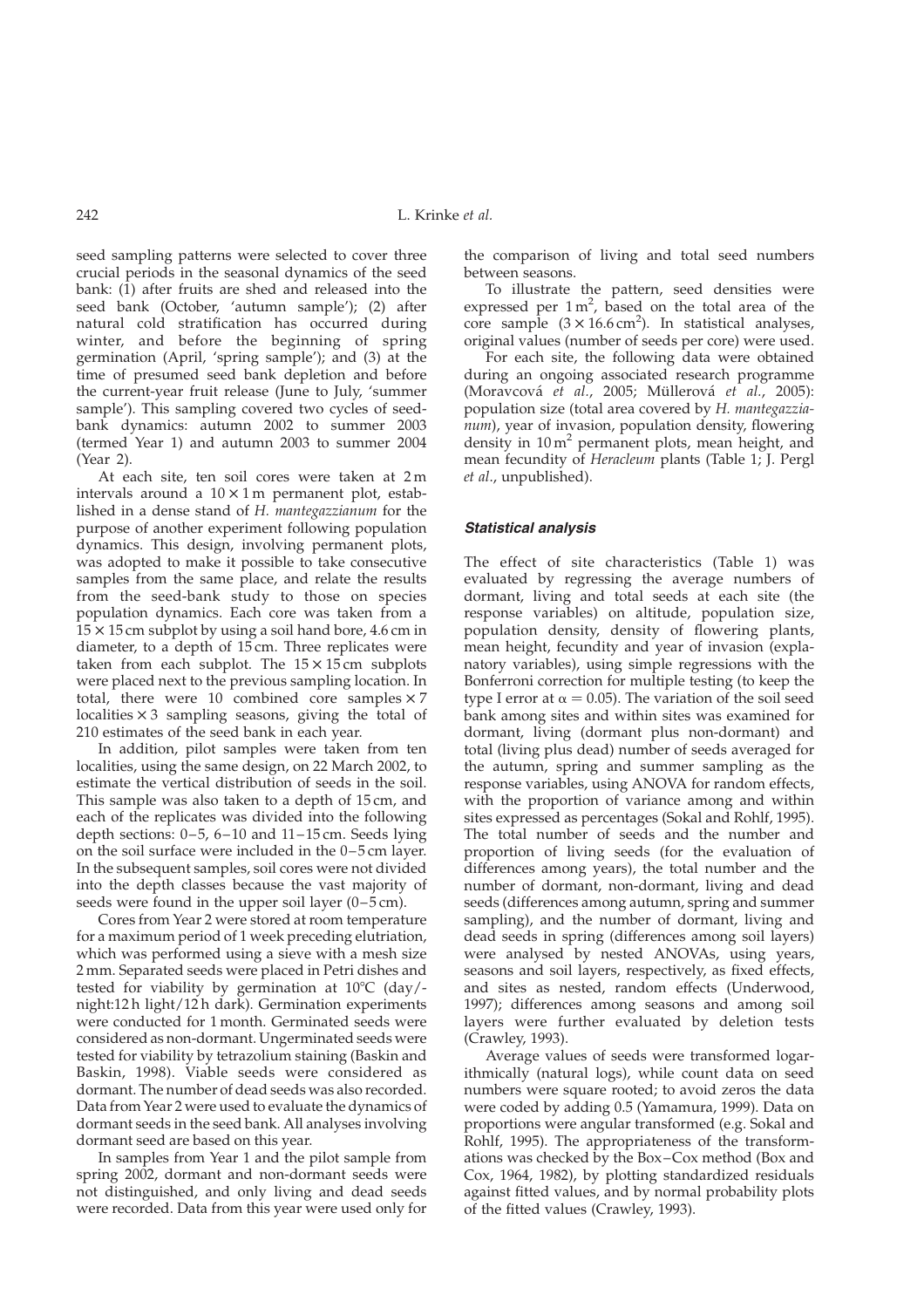seed sampling patterns were selected to cover three crucial periods in the seasonal dynamics of the seed bank: (1) after fruits are shed and released into the seed bank (October, 'autumn sample'); (2) after natural cold stratification has occurred during winter, and before the beginning of spring germination (April, 'spring sample'); and (3) at the time of presumed seed bank depletion and before the current-year fruit release (June to July, 'summer sample'). This sampling covered two cycles of seed-bank dynamics: autumn 2002 to summer 2003 (termed Year 1) and autumn 2003 to summer 2004 (Year 2).

At each site, ten soil cores were taken at 2 m intervals around a $10 \times 1$ m permanent plot, established in a dense stand of *H. mantegazzianum* for the purpose of another experiment following population dynamics. This design, involving permanent plots, was adopted to make it possible to take consecutive samples from the same place, and relate the results from the seed-bank study to those on species population dynamics. Each core was taken from a $15 \times 15$ cm subplot by using a soil hand bore, 4.6 cm in diameter, to a depth of 15 cm. Three replicates were taken from each subplot. The $15 \times 15$ cm subplots were placed next to the previous sampling location. In total, there were 10 combined core samples $\times$ 7 localities $\times$ 3 sampling seasons, giving the total of 210 estimates of the seed bank in each year.

In addition, pilot samples were taken from ten localities, using the same design, on 22 March 2002, to estimate the vertical distribution of seeds in the soil. This sample was also taken to a depth of 15 cm, and each of the replicates was divided into the following depth sections: 0–5, 6–10 and 11–15 cm. Seeds lying on the soil surface were included in the 0–5 cm layer. In the subsequent samples, soil cores were not divided into the depth classes because the vast majority of seeds were found in the upper soil layer (0–5 cm).

Cores from Year 2 were stored at room temperature for a maximum period of 1 week preceding elutriation, which was performed using a sieve with a mesh size 2 mm. Separated seeds were placed in Petri dishes and tested for viability by germination at 10°C (day/-night:12 h light/12 h dark). Germination experiments were conducted for 1 month. Germinated seeds were considered as non-dormant. Ungerminated seeds were tested for viability by tetrazolium staining (Baskin and Baskin, 1998). Viable seeds were considered as dormant. The number of dead seeds was also recorded. Data from Year 2 were used to evaluate the dynamics of dormant seeds in the seed bank. All analyses involving dormant seed are based on this year.

In samples from Year 1 and the pilot sample from spring 2002, dormant and non-dormant seeds were not distinguished, and only living and dead seeds were recorded. Data from this year were used only for the comparison of living and total seed numbers between seasons.

To illustrate the pattern, seed densities were expressed per $1\,\text{m}^2$, based on the total area of the core sample ($3 \times 16.6\,\text{cm}^2$). In statistical analyses, original values (number of seeds per core) were used.

For each site, the following data were obtained during an ongoing associated research programme (Moravcová *et al.*, 2005; Müllerová *et al.*, 2005): population size (total area covered by *H. mantegazzianum*), year of invasion, population density, flowering density in $10\,\text{m}^2$ permanent plots, mean height, and mean fecundity of *Heracleum* plants (Table 1; J. Pergl *et al.*, unpublished).

### Statistical analysis

The effect of site characteristics (Table 1) was evaluated by regressing the average numbers of dormant, living and total seeds at each site (the response variables) on altitude, population size, population density, density of flowering plants, mean height, fecundity and year of invasion (explanatory variables), using simple regressions with the Bonferroni correction for multiple testing (to keep the type I error at $\alpha = 0.05$). The variation of the soil seed bank among sites and within sites was examined for dormant, living (dormant plus non-dormant) and total (living plus dead) number of seeds averaged for the autumn, spring and summer sampling as the response variables, using ANOVA for random effects, with the proportion of variance among and within sites expressed as percentages (Sokal and Rohlf, 1995). The total number of seeds and the number and proportion of living seeds (for the evaluation of differences among years), the total number and the number of dormant, non-dormant, living and dead seeds (differences among autumn, spring and summer sampling), and the number of dormant, living and dead seeds in spring (differences among soil layers) were analysed by nested ANOVAs, using years, seasons and soil layers, respectively, as fixed effects, and sites as nested, random effects (Underwood, 1997); differences among seasons and among soil layers were further evaluated by deletion tests (Crawley, 1993).

Average values of seeds were transformed logarithmically (natural logs), while count data on seed numbers were square rooted; to avoid zeros the data were coded by adding 0.5 (Yamamura, 1999). Data on proportions were angular transformed (e.g. Sokal and Rohlf, 1995). The appropriateness of the transformations was checked by the Box–Cox method (Box and Cox, 1964, 1982), by plotting standardized residuals against fitted values, and by normal probability plots of the fitted values (Crawley, 1993).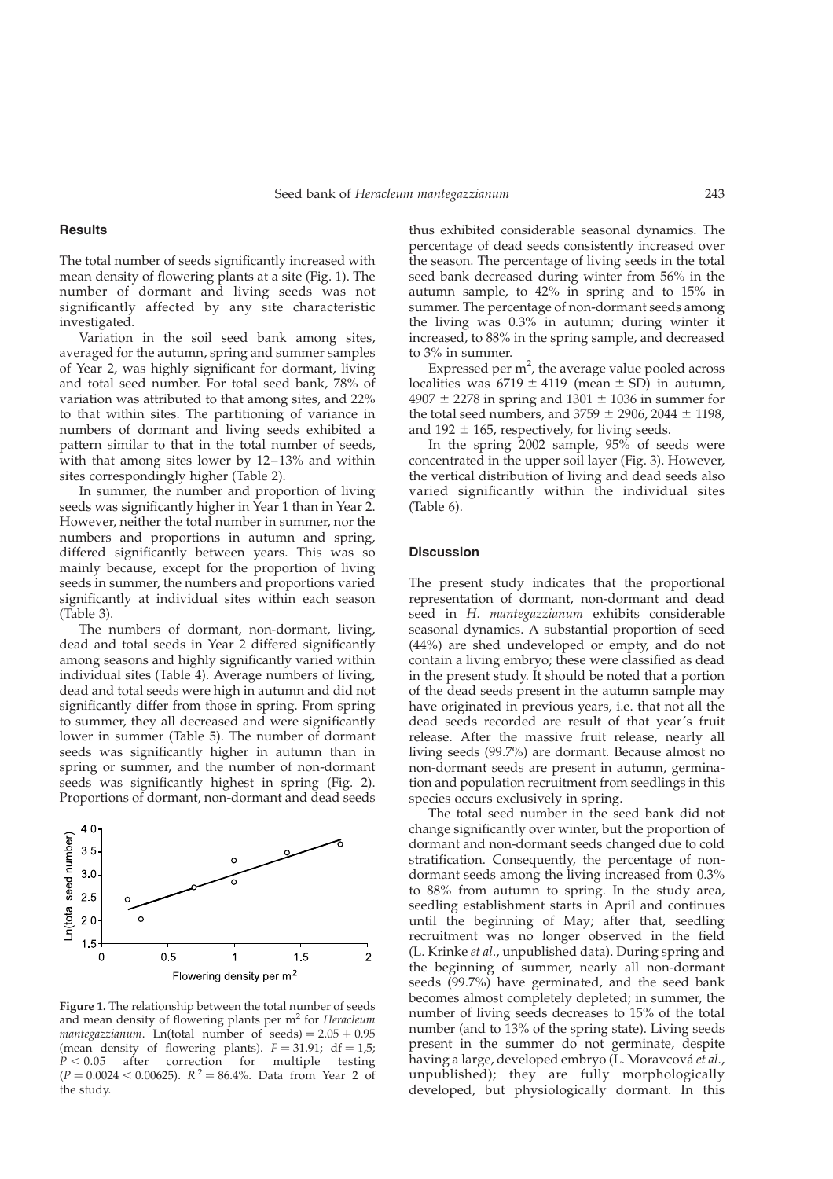## Results

The total number of seeds significantly increased with mean density of flowering plants at a site (Fig. 1). The number of dormant and living seeds was not significantly affected by any site characteristic investigated.

Variation in the soil seed bank among sites, averaged for the autumn, spring and summer samples of Year 2, was highly significant for dormant, living and total seed number. For total seed bank, 78% of variation was attributed to that among sites, and 22% to that within sites. The partitioning of variance in numbers of dormant and living seeds exhibited a pattern similar to that in the total number of seeds, with that among sites lower by 12–13% and within sites correspondingly higher (Table 2).

In summer, the number and proportion of living seeds was significantly higher in Year 1 than in Year 2. However, neither the total number in summer, nor the numbers and proportions in autumn and spring, differed significantly between years. This was so mainly because, except for the proportion of living seeds in summer, the numbers and proportions varied significantly at individual sites within each season (Table 3).

The numbers of dormant, non-dormant, living, dead and total seeds in Year 2 differed significantly among seasons and highly significantly varied within individual sites (Table 4). Average numbers of living, dead and total seeds were high in autumn and did not significantly differ from those in spring. From spring to summer, they all decreased and were significantly lower in summer (Table 5). The number of dormant seeds was significantly higher in autumn than in spring or summer, and the number of non-dormant seeds was significantly highest in spring (Fig. 2). Proportions of dormant, non-dormant and dead seeds thus exhibited considerable seasonal dynamics. The percentage of dead seeds consistently increased over the season. The percentage of living seeds in the total seed bank decreased during winter from 56% in the autumn sample, to 42% in spring and to 15% in summer. The percentage of non-dormant seeds among the living was 0.3% in autumn; during winter it increased, to 88% in the spring sample, and decreased to 3% in summer.

Expressed per $m^2$, the average value pooled across localities was $6719 \pm 4119$ (mean $\pm$ SD) in autumn, $4907 \pm 2278$ in spring and $1301 \pm 1036$ in summer for the total seed numbers, and $3759 \pm 2906$, $2044 \pm 1198$, and $192 \pm 165$, respectively, for living seeds.

In the spring 2002 sample, 95% of seeds were concentrated in the upper soil layer (Fig. 3). However, the vertical distribution of living and dead seeds also varied significantly within the individual sites (Table 6).

**Figure 1.** The relationship between the total number of seeds and mean density of flowering plants per $m^2$ for *Heracleum mantegazzianum*. Ln(total number of seeds) $= 2.05 + 0.95$ (mean density of flowering plants). $F = 31.91$; df $= 1,5$; $P < 0.05$ after correction for multiple testing ($P = 0.0024 < 0.00625$). $R^2 = 86.4\%$. Data from Year 2 of the study.

## Discussion

The present study indicates that the proportional representation of dormant, non-dormant and dead seed in *H. mantegazzianum* exhibits considerable seasonal dynamics. A substantial proportion of seed (44%) are shed undeveloped or empty, and do not contain a living embryo; these were classified as dead in the present study. It should be noted that a portion of the dead seeds present in the autumn sample may have originated in previous years, i.e. that not all the dead seeds recorded are result of that year's fruit release. After the massive fruit release, nearly all living seeds (99.7%) are dormant. Because almost no non-dormant seeds are present in autumn, germination and population recruitment from seedlings in this species occurs exclusively in spring.

The total seed number in the seed bank did not change significantly over winter, but the proportion of dormant and non-dormant seeds changed due to cold stratification. Consequently, the percentage of non-dormant seeds among the living increased from 0.3% to 88% from autumn to spring. In the study area, seedling establishment starts in April and continues until the beginning of May; after that, seedling recruitment was no longer observed in the field (L. Krinke *et al.*, unpublished data). During spring and the beginning of summer, nearly all non-dormant seeds (99.7%) have germinated, and the seed bank becomes almost completely depleted; in summer, the number of living seeds decreases to 15% of the total number (and to 13% of the spring state). Living seeds present in the summer do not germinate, despite having a large, developed embryo (L. Moravcová *et al.*, unpublished); they are fully morphologically developed, but physiologically dormant. In this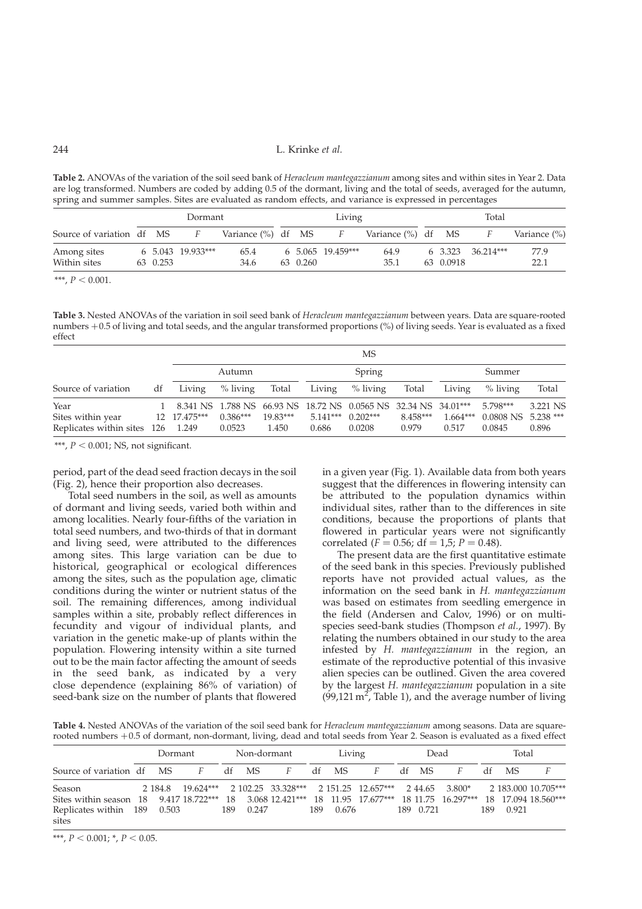**Table 2.** ANOVAs of the variation of the soil seed bank of *Heracleum mantegazzianum* among sites and within sites in Year 2. Data are log transformed. Numbers are coded by adding 0.5 of the dormant, living and the total of seeds, averaged for the autumn, spring and summer samples. Sites are evaluated as random effects, and variance is expressed in percentages

| | Dormant | | | | Living | | | | Total | | | |
|---|---|---|---|---|---|---|---|---|---|---|---|---|
| Source of variation | df | MS | $F$ | Variance (%) | df | MS | $F$ | Variance (%) | df | MS | $F$ | Variance (%) |
| Among sites | 6 | 5.043 | 19.933*** | 65.4 | 6 | 5.065 | 19.459*** | 64.9 | 6 | 3.323 | 36.214*** | 77.9 |
| Within sites | 63 | 0.253 | | 34.6 | 63 | 0.260 | | 35.1 | 63 | 0.0918 | | 22.1 |

***, $P < 0.001$.

**Table 3.** Nested ANOVAs of the variation in soil seed bank of *Heracleum mantegazzianum* between years. Data are square-rooted numbers +0.5 of living and total seeds, and the angular transformed proportions (%) of living seeds. Year is evaluated as a fixed effect

| | | MS | | | | | | | | |
|---|---|---|---|---|---|---|---|---|---|---|
| | | Autumn | | | Spring | | | Summer | | |
| Source of variation | df | Living | % living | Total | Living | % living | Total | Living | % living | Total |
| Year | 1 | 8.341 NS | 1.788 NS | 66.93 NS | 18.72 NS | 0.0565 NS | 32.34 NS | 34.01*** | 5.798*** | 3.221 NS |
| Sites within year | 12 | 17.475*** | 0.386*** | 19.83*** | 5.141*** | 0.202*** | 8.458*** | 1.664*** | 0.0808 NS | 5.238 *** |
| Replicates within sites | 126 | 1.249 | 0.0523 | 1.450 | 0.686 | 0.0208 | 0.979 | 0.517 | 0.0845 | 0.896 |

***, $P < 0.001$; NS, not significant.

period, part of the dead seed fraction decays in the soil (Fig. 2), hence their proportion also decreases.

Total seed numbers in the soil, as well as amounts of dormant and living seeds, varied both within and among localities. Nearly four-fifths of the variation in total seed numbers, and two-thirds of that in dormant and living seed, were attributed to the differences among sites. This large variation can be due to historical, geographical or ecological differences among the sites, such as the population age, climatic conditions during the winter or nutrient status of the soil. The remaining differences, among individual samples within a site, probably reflect differences in fecundity and vigour of individual plants, and variation in the genetic make-up of plants within the population. Flowering intensity within a site turned out to be the main factor affecting the amount of seeds in the seed bank, as indicated by a very close dependence (explaining 86% of variation) of seed-bank size on the number of plants that flowered in a given year (Fig. 1). Available data from both years suggest that the differences in flowering intensity can be attributed to the population dynamics within individual sites, rather than to the differences in site conditions, because the proportions of plants that flowered in particular years were not significantly correlated ($F = 0.56$; df = 1,5; $P = 0.48$).

The present data are the first quantitative estimate of the seed bank in this species. Previously published reports have not provided actual values, as the information on the seed bank in *H. mantegazzianum* was based on estimates from seedling emergence in the field (Andersen and Calov, 1996) or on multi-species seed-bank studies (Thompson *et al.*, 1997). By relating the numbers obtained in our study to the area infested by *H. mantegazzianum* in the region, an estimate of the reproductive potential of this invasive alien species can be outlined. Given the area covered by the largest *H. mantegazzianum* population in a site (99,121 $m^2$, Table 1), and the average number of living

**Table 4.** Nested ANOVAs of the variation of the soil seed bank for *Heracleum mantegazzianum* among seasons. Data are square-rooted numbers +0.5 of dormant, non-dormant, living, dead and total seeds from Year 2. Season is evaluated as a fixed effect

| | Dormant | | | Non-dormant | | | Living | | | Dead | | | Total | | |
|---|---|---|---|---|---|---|---|---|---|---|---|---|---|---|---|
| Source of variation | df | MS | $F$ | df | MS | $F$ | df | MS | $F$ | df | MS | $F$ | df | MS | $F$ |
| Season | 2 | 184.8 | 19.624*** | 2 | 102.25 | 33.328*** | 2 | 151.25 | 12.657*** | 2 | 44.65 | 3.800* | 2 | 183.000 | 10.705*** |
| Sites within season | 18 | 9.417 | 18.722*** | 18 | 3.068 | 12.421*** | 18 | 11.95 | 17.677*** | 18 | 11.75 | 16.297*** | 18 | 17.094 | 18.560*** |
| Replicates within sites | 189 | 0.503 | | 189 | 0.247 | | 189 | 0.676 | | 189 | 0.721 | | 189 | 0.921 | |

***, $P < 0.001$; *, $P < 0.05$.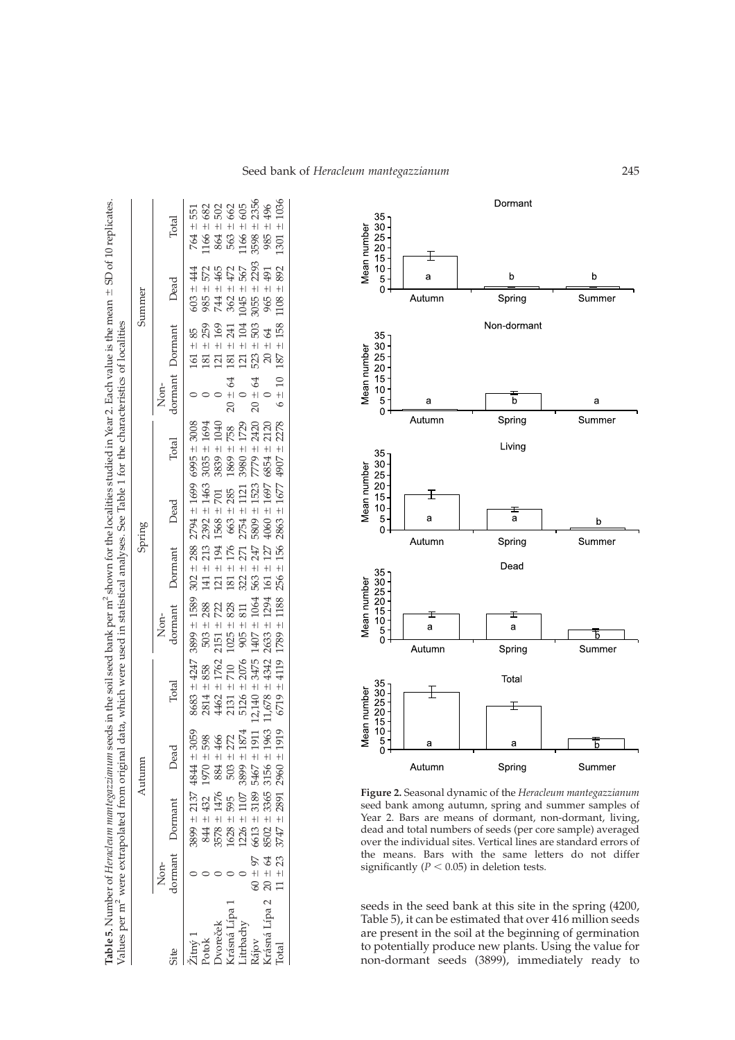**Table 5.** Number of *Heracleum mantegazzianum* seeds in the soil seed bank per $m^2$ shown for the localities studied in Year 2. Each value is the mean ± SD of 10 replicates. Values per $m^2$ were extrapolated from original data, which were used in statistical analyses. See Table 1 for the characteristics of localities

| Site | Autumn | | | | Spring | | | | Summer | | | |
|---|---|---|---|---|---|---|---|---|---|---|---|---|
| | Non-dormant | Dormant | Dead | Total | Non-dormant | Dormant | Dead | Total | Non-dormant | Dormant | Dead | Total |
| Žitný 1 | 0 | 3899 ± 2137 | 4844 ± 3059 | 8683 ± 4247 | 3899 ± 1589 | 302 ± 288 | 2794 ± 1699 | 6995 ± 3008 | 0 | 161 ± 85 | 603 ± 444 | 764 ± 551 |
| Potok | 0 | 844 ± 432 | 1970 ± 598 | 2814 ± 858 | 503 ± 288 | 141 ± 213 | 2392 ± 1463 | 3035 ± 1694 | 0 | 181 ± 259 | 985 ± 572 | 1166 ± 682 |
| Dvoreček | 0 | 3578 ± 1476 | 884 ± 466 | 4462 ± 1762 | 2151 ± 722 | 121 ± 194 | 1568 ± 701 | 3839 ± 1040 | 0 | 121 ± 169 | 744 ± 465 | 864 ± 502 |
| Krásná Lípa 1 | 0 | 1628 ± 595 | 503 ± 272 | 2131 ± 710 | 1025 ± 828 | 181 ± 176 | 663 ± 285 | 1869 ± 758 | 20 ± 64 | 181 ± 241 | 362 ± 472 | 563 ± 662 |
| Litrbachy | 0 | 1226 ± 1107 | 3899 ± 1874 | 5126 ± 2076 | 905 ± 811 | 322 ± 271 | 2754 ± 1121 | 3980 ± 1729 | 0 | 121 ± 104 | 1045 ± 567 | 1166 ± 605 |
| Rájov | 60 ± 97 | 6613 ± 3189 | 5467 ± 1911 | 12,140 ± 3475 | 1407 ± 1064 | 563 ± 247 | 5809 ± 1523 | 7779 ± 2420 | 20 ± 64 | 523 ± 503 | 3055 ± 2293 | 3598 ± 2356 |
| Krásná Lípa 2 | 20 ± 64 | 8502 ± 3365 | 3156 ± 1963 | 11,678 ± 4342 | 2633 ± 1294 | 161 ± 127 | 4060 ± 1697 | 6854 ± 2120 | 0 | 20 ± 64 | 965 ± 491 | 985 ± 496 |
| Total | 11 ± 23 | 3747 ± 2891 | 2960 ± 1919 | 6719 ± 4119 | 1789 ± 1188 | 256 ± 156 | 2863 ± 1677 | 4907 ± 2278 | 6 ± 10 | 187 ± 158 | 1108 ± 892 | 1301 ± 1036 |

**Figure 2.** Seasonal dynamic of the *Heracleum mantegazzianum* seed bank among autumn, spring and summer samples of Year 2. Bars are means of dormant, non-dormant, living, dead and total numbers of seeds (per core sample) averaged over the individual sites. Vertical lines are standard errors of the means. Bars with the same letters do not differ significantly ($P < 0.05$) in deletion tests.

seeds in the seed bank at this site in the spring (4200, Table 5), it can be estimated that over 416 million seeds are present in the soil at the beginning of germination to potentially produce new plants. Using the value for non-dormant seeds (3899), immediately ready to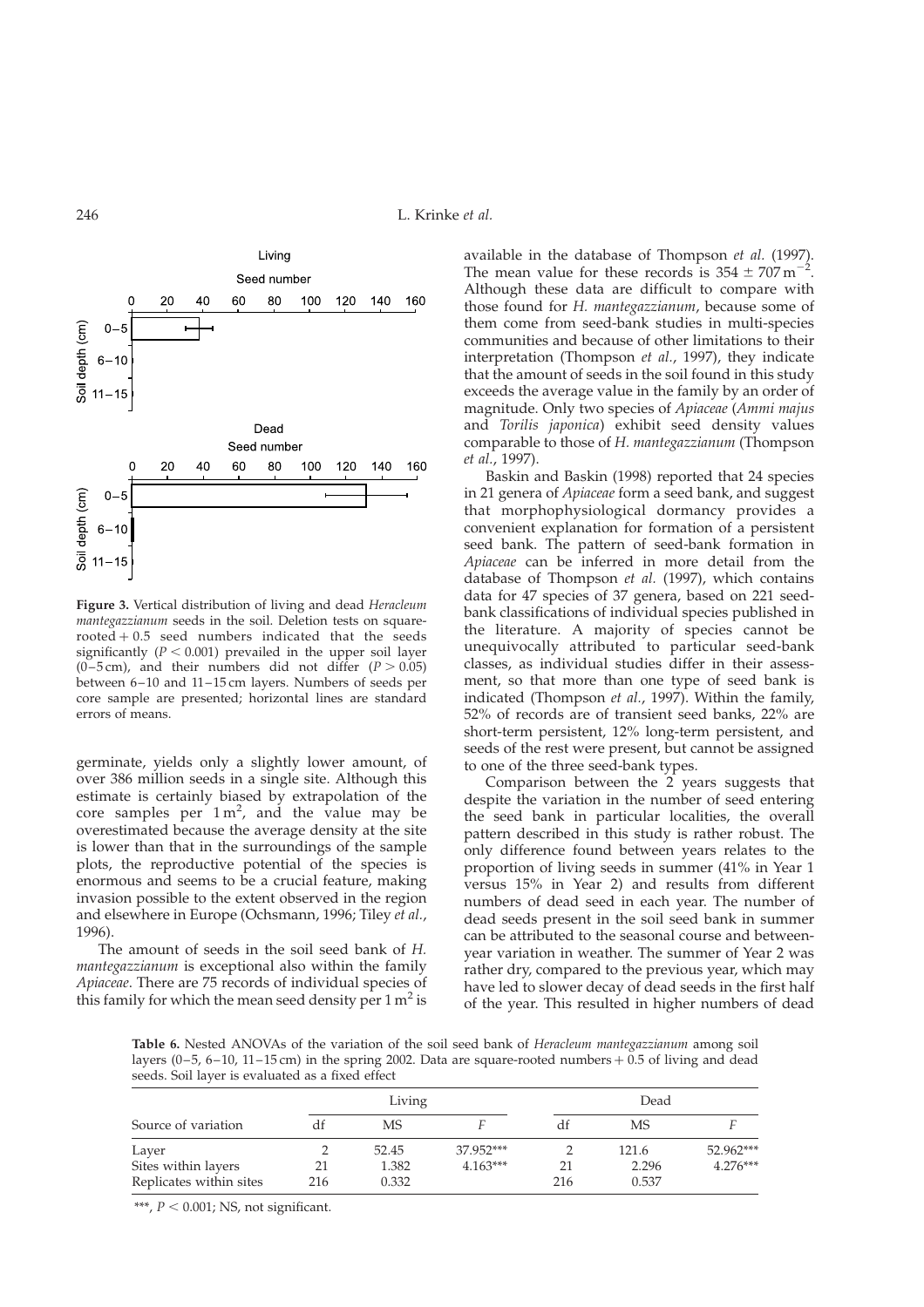**Figure 3.** Vertical distribution of living and dead *Heracleum mantegazzianum* seeds in the soil. Deletion tests on square-rooted + 0.5 seed numbers indicated that the seeds significantly ($P < 0.001$) prevailed in the upper soil layer (0–5 cm), and their numbers did not differ ($P > 0.05$) between 6–10 and 11–15 cm layers. Numbers of seeds per core sample are presented; horizontal lines are standard errors of means.

germinate, yields only a slightly lower amount, of over 386 million seeds in a single site. Although this estimate is certainly biased by extrapolation of the core samples per 1 $m^2$, and the value may be overestimated because the average density at the site is lower than that in the surroundings of the sample plots, the reproductive potential of the species is enormous and seems to be a crucial feature, making invasion possible to the extent observed in the region and elsewhere in Europe (Ochsmann, 1996; Tiley *et al.*, 1996).

The amount of seeds in the soil seed bank of *H. mantegazzianum* is exceptional also within the family *Apiaceae*. There are 75 records of individual species of this family for which the mean seed density per 1 $m^2$ is available in the database of Thompson *et al.* (1997). The mean value for these records is $354 \pm 707\ m^{-2}$. Although these data are difficult to compare with those found for *H. mantegazzianum*, because some of them come from seed-bank studies in multi-species communities and because of other limitations to their interpretation (Thompson *et al.*, 1997), they indicate that the amount of seeds in the soil found in this study exceeds the average value in the family by an order of magnitude. Only two species of *Apiaceae* (*Ammi majus* and *Torilis japonica*) exhibit seed density values comparable to those of *H. mantegazzianum* (Thompson *et al.*, 1997).

Baskin and Baskin (1998) reported that 24 species in 21 genera of *Apiaceae* form a seed bank, and suggest that morphophysiological dormancy provides a convenient explanation for formation of a persistent seed bank. The pattern of seed-bank formation in *Apiaceae* can be inferred in more detail from the database of Thompson *et al.* (1997), which contains data for 47 species of 37 genera, based on 221 seed-bank classifications of individual species published in the literature. A majority of species cannot be unequivocally attributed to particular seed-bank classes, as individual studies differ in their assessment, so that more than one type of seed bank is indicated (Thompson *et al.*, 1997). Within the family, 52% of records are of transient seed banks, 22% are short-term persistent, 12% long-term persistent, and seeds of the rest were present, but cannot be assigned to one of the three seed-bank types.

Comparison between the 2 years suggests that despite the variation in the number of seed entering the seed bank in particular localities, the overall pattern described in this study is rather robust. The only difference found between years relates to the proportion of living seeds in summer (41% in Year 1 versus 15% in Year 2) and results from different numbers of dead seed in each year. The number of dead seeds present in the soil seed bank in summer can be attributed to the seasonal course and between-year variation in weather. The summer of Year 2 was rather dry, compared to the previous year, which may have led to slower decay of dead seeds in the first half of the year. This resulted in higher numbers of dead

**Table 6.** Nested ANOVAs of the variation of the soil seed bank of *Heracleum mantegazzianum* among soil layers (0–5, 6–10, 11–15 cm) in the spring 2002. Data are square-rooted numbers + 0.5 of living and dead seeds. Soil layer is evaluated as a fixed effect

| Source of variation | Living | | | Dead | | |
|---|---|---|---|---|---|---|
| | df | MS | *F* | df | MS | *F* |
| Layer | 2 | 52.45 | 37.952*** | 2 | 121.6 | 52.962*** |
| Sites within layers | 21 | 1.382 | 4.163*** | 21 | 2.296 | 4.276*** |
| Replicates within sites | 216 | 0.332 | | 216 | 0.537 | |

***, $P < 0.001$; NS, not significant.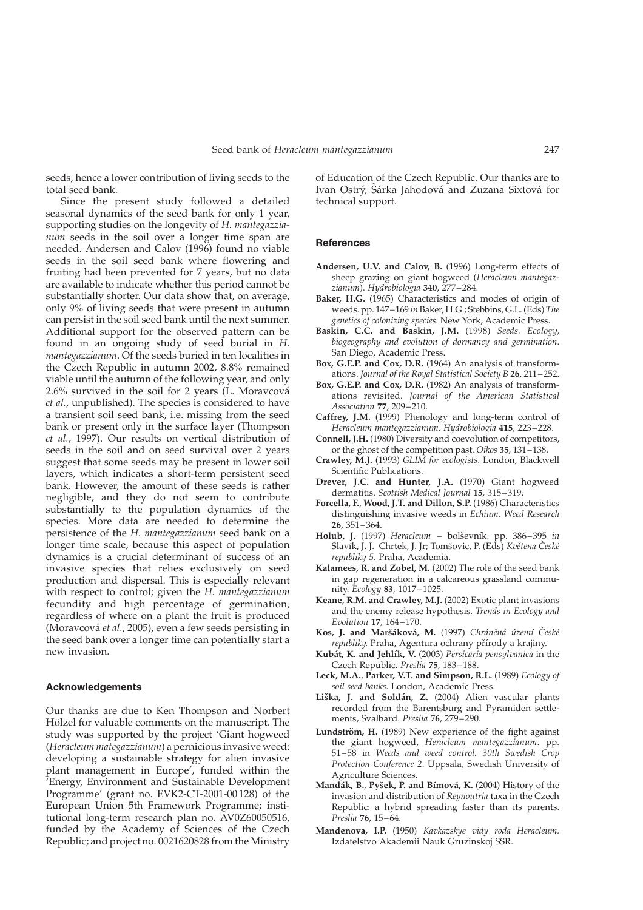seeds, hence a lower contribution of living seeds to the total seed bank.

Since the present study followed a detailed seasonal dynamics of the seed bank for only 1 year, supporting studies on the longevity of *H. mantegazzianum* seeds in the soil over a longer time span are needed. Andersen and Calov (1996) found no viable seeds in the soil seed bank where flowering and fruiting had been prevented for 7 years, but no data are available to indicate whether this period cannot be substantially shorter. Our data show that, on average, only 9% of living seeds that were present in autumn can persist in the soil seed bank until the next summer. Additional support for the observed pattern can be found in an ongoing study of seed burial in *H. mantegazzianum*. Of the seeds buried in ten localities in the Czech Republic in autumn 2002, 8.8% remained viable until the autumn of the following year, and only 2.6% survived in the soil for 2 years (L. Moravcová *et al.*, unpublished). The species is considered to have a transient soil seed bank, i.e. missing from the seed bank or present only in the surface layer (Thompson *et al.*, 1997). Our results on vertical distribution of seeds in the soil and on seed survival over 2 years suggest that some seeds may be present in lower soil layers, which indicates a short-term persistent seed bank. However, the amount of these seeds is rather negligible, and they do not seem to contribute substantially to the population dynamics of the species. More data are needed to determine the persistence of the *H. mantegazzianum* seed bank on a longer time scale, because this aspect of population dynamics is a crucial determinant of success of an invasive species that relies exclusively on seed production and dispersal. This is especially relevant with respect to control; given the *H. mantegazzianum* fecundity and high percentage of germination, regardless of where on a plant the fruit is produced (Moravcová *et al.*, 2005), even a few seeds persisting in the seed bank over a longer time can potentially start a new invasion.

## Acknowledgements

Our thanks are due to Ken Thompson and Norbert Hölzel for valuable comments on the manuscript. The study was supported by the project 'Giant hogweed (*Heracleum mategazzianum*) a pernicious invasive weed: developing a sustainable strategy for alien invasive plant management in Europe', funded within the 'Energy, Environment and Sustainable Development Programme' (grant no. EVK2-CT-2001-00 128) of the European Union 5th Framework Programme; institutional long-term research plan no. AV0Z60050516, funded by the Academy of Sciences of the Czech Republic; and project no. 0021620828 from the Ministry of Education of the Czech Republic. Our thanks are to Ivan Ostrý, Šárka Jahodová and Zuzana Sixtová for technical support.

## References

**Andersen, U.V. and Calov, B.** (1996) Long-term effects of sheep grazing on giant hogweed (*Heracleum mantegazzianum*). *Hydrobiologia* **340**, 277–284.

**Baker, H.G.** (1965) Characteristics and modes of origin of weeds. pp. 147–169 *in* Baker, H.G.; Stebbins, G.L. (Eds) *The genetics of colonizing species.* New York, Academic Press.

**Baskin, C.C. and Baskin, J.M.** (1998) *Seeds. Ecology, biogeography and evolution of dormancy and germination*. San Diego, Academic Press.

**Box, G.E.P. and Cox, D.R.** (1964) An analysis of transformations. *Journal of the Royal Statistical Society B* **26**, 211–252.

**Box, G.E.P. and Cox, D.R.** (1982) An analysis of transformations revisited. *Journal of the American Statistical Association* **77**, 209–210.

**Caffrey, J.M.** (1999) Phenology and long-term control of *Heracleum mantegazzianum*. *Hydrobiologia* **415**, 223–228.

**Connell, J.H.** (1980) Diversity and coevolution of competitors, or the ghost of the competition past. *Oikos* **35**, 131–138.

**Crawley, M.J.** (1993) *GLIM for ecologists*. London, Blackwell Scientific Publications.

**Drever, J.C. and Hunter, J.A.** (1970) Giant hogweed dermatitis. *Scottish Medical Journal* **15**, 315–319.

**Forcella, F., Wood, J.T. and Dillon, S.P.** (1986) Characteristics distinguishing invasive weeds in *Echium*. *Weed Research* **26**, 351–364.

**Holub, J.** (1997) *Heracleum* – bolševník. pp. 386–395 *in* Slavík, J. J. Chrtek, J. Jr; Tomšovic, P. (Eds) *Květena České republiky 5*. Praha, Academia.

**Kalamees, R. and Zobel, M.** (2002) The role of the seed bank in gap regeneration in a calcareous grassland community. *Ecology* **83**, 1017–1025.

**Keane, R.M. and Crawley, M.J.** (2002) Exotic plant invasions and the enemy release hypothesis. *Trends in Ecology and Evolution* **17**, 164–170.

**Kos, J. and Maršáková, M.** (1997) *Chráněná území České republiky.* Praha, Agentura ochrany přírody a krajiny.

**Kubát, K. and Jehlík, V.** (2003) *Persicaria pensylvanica* in the Czech Republic. *Preslia* **75**, 183–188.

**Leck, M.A., Parker, V.T. and Simpson, R.L.** (1989) *Ecology of soil seed banks*. London, Academic Press.

**Liška, J. and Soldán, Z.** (2004) Alien vascular plants recorded from the Barentsburg and Pyramiden settlements, Svalbard. *Preslia* **76**, 279–290.

**Lundström, H.** (1989) New experience of the fight against the giant hogweed, *Heracleum mantegazzianum*. pp. 51–58 in *Weeds and weed control. 30th Swedish Crop Protection Conference 2*. Uppsala, Swedish University of Agriculture Sciences.

**Mandák, B., Pyšek, P. and Bímová, K.** (2004) History of the invasion and distribution of *Reynoutria* taxa in the Czech Republic: a hybrid spreading faster than its parents. *Preslia* **76**, 15–64.

**Mandenova, I.P.** (1950) *Kavkazskye vidy roda Heracleum*. Izdatelstvo Akademii Nauk Gruzinskoj SSR.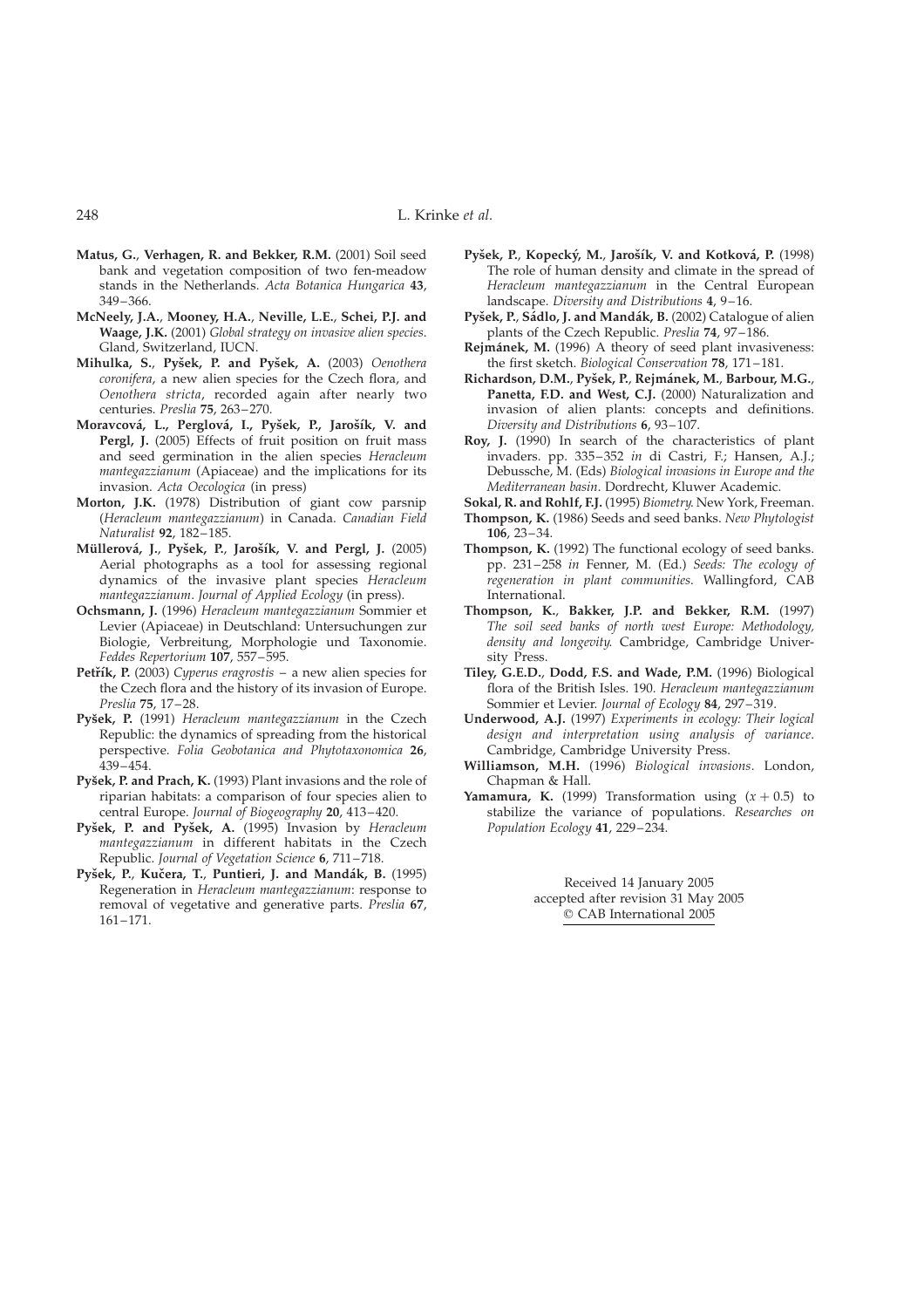**Matus, G.**, **Verhagen, R. and Bekker, R.M.** (2001) Soil seed bank and vegetation composition of two fen-meadow stands in the Netherlands. *Acta Botanica Hungarica* **43**, 349–366.

**McNeely, J.A.**, **Mooney, H.A.**, **Neville, L.E.**, **Schei, P.J. and Waage, J.K.** (2001) *Global strategy on invasive alien species*. Gland, Switzerland, IUCN.

**Mihulka, S.**, **Pyšek, P. and Pyšek, A.** (2003) *Oenothera coronifera*, a new alien species for the Czech flora, and *Oenothera stricta*, recorded again after nearly two centuries. *Preslia* **75**, 263–270.

**Moravcová, L., Perglová, I., Pyšek, P., Jarošík, V. and Pergl, J.** (2005) Effects of fruit position on fruit mass and seed germination in the alien species *Heracleum mantegazzianum* (Apiaceae) and the implications for its invasion. *Acta Oecologica* (in press)

**Morton, J.K.** (1978) Distribution of giant cow parsnip (*Heracleum mantegazzianum*) in Canada. *Canadian Field Naturalist* **92**, 182–185.

**Müllerová, J.**, **Pyšek, P.**, **Jarošík, V. and Pergl, J.** (2005) Aerial photographs as a tool for assessing regional dynamics of the invasive plant species *Heracleum mantegazzianum*. *Journal of Applied Ecology* (in press).

**Ochsmann, J.** (1996) *Heracleum mantegazzianum* Sommier et Levier (Apiaceae) in Deutschland: Untersuchungen zur Biologie, Verbreitung, Morphologie und Taxonomie. *Feddes Repertorium* **107**, 557–595.

**Petřík, P.** (2003) *Cyperus eragrostis* – a new alien species for the Czech flora and the history of its invasion of Europe. *Preslia* **75**, 17–28.

**Pyšek, P.** (1991) *Heracleum mantegazzianum* in the Czech Republic: the dynamics of spreading from the historical perspective. *Folia Geobotanica and Phytotaxonomica* **26**, 439–454.

**Pyšek, P. and Prach, K.** (1993) Plant invasions and the role of riparian habitats: a comparison of four species alien to central Europe. *Journal of Biogeography* **20**, 413–420.

**Pyšek, P. and Pyšek, A.** (1995) Invasion by *Heracleum mantegazzianum* in different habitats in the Czech Republic. *Journal of Vegetation Science* **6**, 711–718.

**Pyšek, P.**, **Kučera, T.**, **Puntieri, J. and Mandák, B.** (1995) Regeneration in *Heracleum mantegazzianum*: response to removal of vegetative and generative parts. *Preslia* **67**, 161–171.

**Pyšek, P.**, **Kopecký, M.**, **Jarošík, V. and Kotková, P.** (1998) The role of human density and climate in the spread of *Heracleum mantegazzianum* in the Central European landscape. *Diversity and Distributions* **4**, 9–16.

**Pyšek, P.**, **Sádlo, J. and Mandák, B.** (2002) Catalogue of alien plants of the Czech Republic. *Preslia* **74**, 97–186.

**Rejmánek, M.** (1996) A theory of seed plant invasiveness: the first sketch. *Biological Conservation* **78**, 171–181.

**Richardson, D.M.**, **Pyšek, P.**, **Rejmánek, M.**, **Barbour, M.G.**, **Panetta, F.D. and West, C.J.** (2000) Naturalization and invasion of alien plants: concepts and definitions. *Diversity and Distributions* **6**, 93–107.

**Roy, J.** (1990) In search of the characteristics of plant invaders. pp. 335–352 *in* di Castri, F.; Hansen, A.J.; Debussche, M. (Eds) *Biological invasions in Europe and the Mediterranean basin*. Dordrecht, Kluwer Academic.

**Sokal, R. and Rohlf, F.J.** (1995) *Biometry*. New York, Freeman.

**Thompson, K.** (1986) Seeds and seed banks. *New Phytologist* **106**, 23–34.

**Thompson, K.** (1992) The functional ecology of seed banks. pp. 231–258 *in* Fenner, M. (Ed.) *Seeds: The ecology of regeneration in plant communities*. Wallingford, CAB International.

**Thompson, K.**, **Bakker, J.P. and Bekker, R.M.** (1997) *The soil seed banks of north west Europe: Methodology, density and longevity*. Cambridge, Cambridge University Press.

**Tiley, G.E.D.**, **Dodd, F.S. and Wade, P.M.** (1996) Biological flora of the British Isles. 190. *Heracleum mantegazzianum* Sommier et Levier. *Journal of Ecology* **84**, 297–319.

**Underwood, A.J.** (1997) *Experiments in ecology: Their logical design and interpretation using analysis of variance*. Cambridge, Cambridge University Press.

**Williamson, M.H.** (1996) *Biological invasions*. London, Chapman & Hall.

**Yamamura, K.** (1999) Transformation using $(x + 0.5)$ to stabilize the variance of populations. *Researches on Population Ecology* **41**, 229–234.

Received 14 January 2005
accepted after revision 31 May 2005
© CAB International 2005